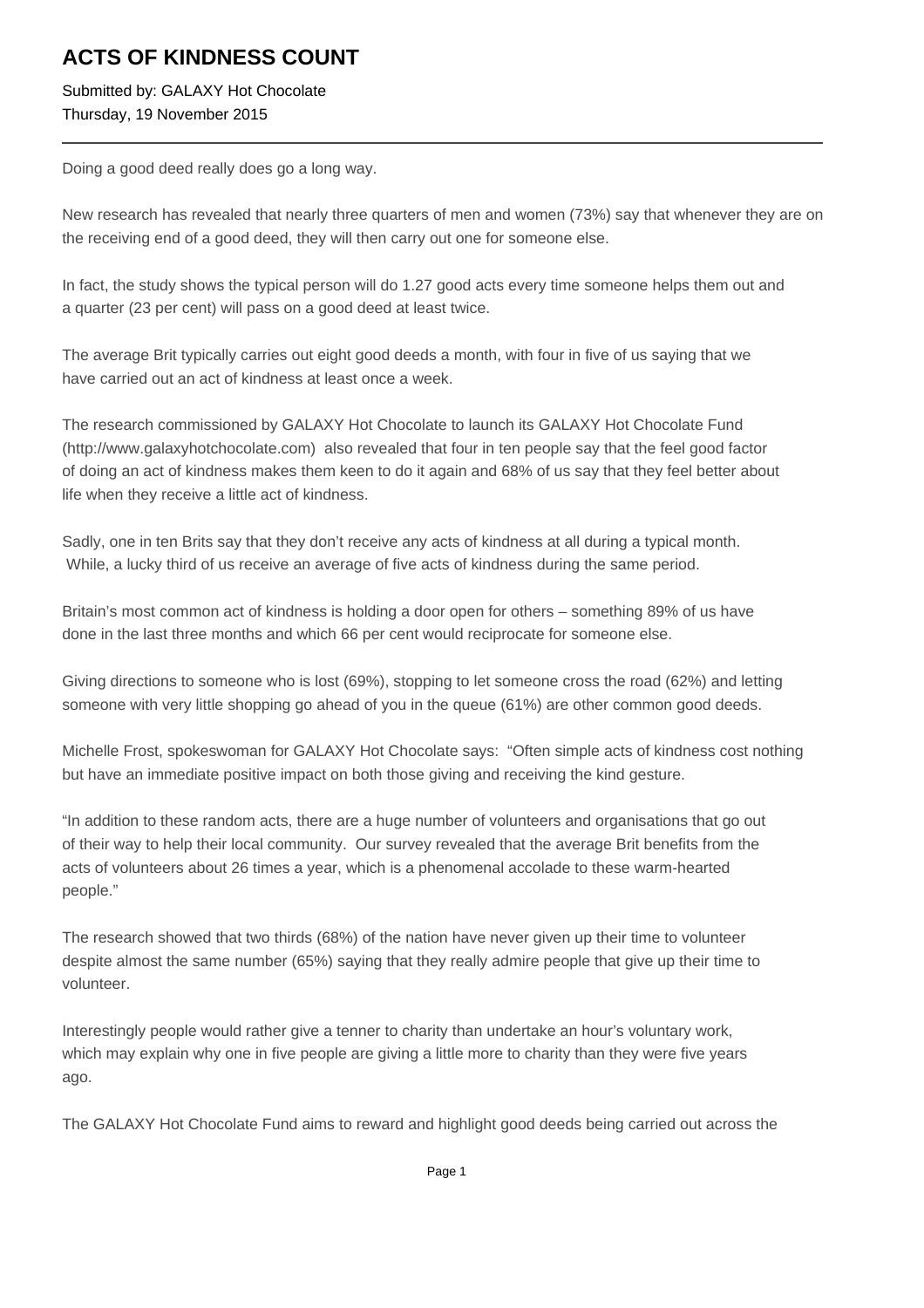# ACTS OF KINDNESS COUNT

Submitted by: GALAXY Hot Chocolate
Thursday, 19 November 2015

---

Doing a good deed really does go a long way.

New research has revealed that nearly three quarters of men and women (73%) say that whenever they are on the receiving end of a good deed, they will then carry out one for someone else.

In fact, the study shows the typical person will do 1.27 good acts every time someone helps them out and a quarter (23 per cent) will pass on a good deed at least twice.

The average Brit typically carries out eight good deeds a month, with four in five of us saying that we have carried out an act of kindness at least once a week.

The research commissioned by GALAXY Hot Chocolate to launch its GALAXY Hot Chocolate Fund (http://www.galaxyhotchocolate.com) also revealed that four in ten people say that the feel good factor of doing an act of kindness makes them keen to do it again and 68% of us say that they feel better about life when they receive a little act of kindness.

Sadly, one in ten Brits say that they don't receive any acts of kindness at all during a typical month. While, a lucky third of us receive an average of five acts of kindness during the same period.

Britain's most common act of kindness is holding a door open for others – something 89% of us have done in the last three months and which 66 per cent would reciprocate for someone else.

Giving directions to someone who is lost (69%), stopping to let someone cross the road (62%) and letting someone with very little shopping go ahead of you in the queue (61%) are other common good deeds.

Michelle Frost, spokeswoman for GALAXY Hot Chocolate says: "Often simple acts of kindness cost nothing but have an immediate positive impact on both those giving and receiving the kind gesture.

"In addition to these random acts, there are a huge number of volunteers and organisations that go out of their way to help their local community. Our survey revealed that the average Brit benefits from the acts of volunteers about 26 times a year, which is a phenomenal accolade to these warm-hearted people."

The research showed that two thirds (68%) of the nation have never given up their time to volunteer despite almost the same number (65%) saying that they really admire people that give up their time to volunteer.

Interestingly people would rather give a tenner to charity than undertake an hour's voluntary work, which may explain why one in five people are giving a little more to charity than they were five years ago.

The GALAXY Hot Chocolate Fund aims to reward and highlight good deeds being carried out across the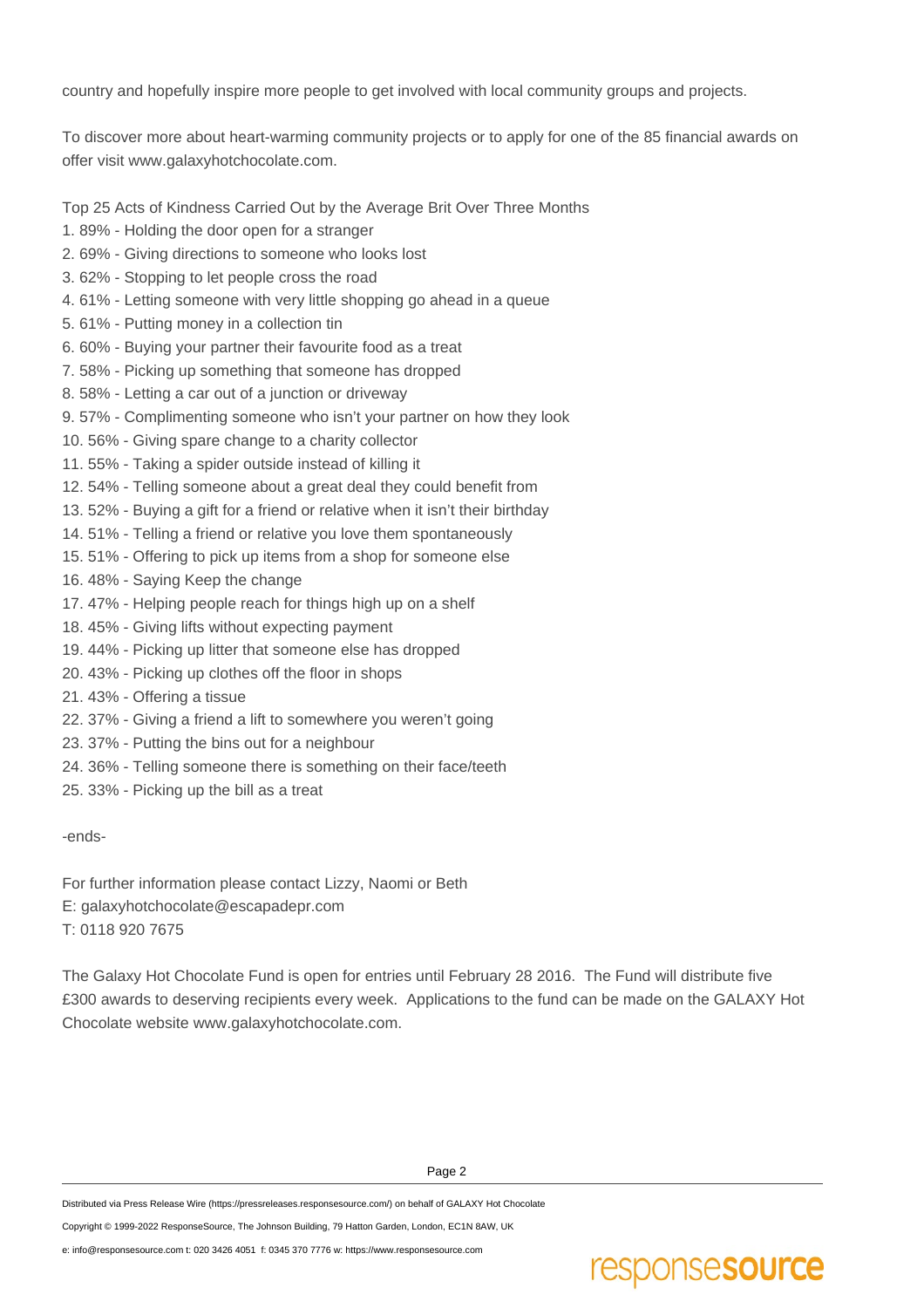country and hopefully inspire more people to get involved with local community groups and projects.

To discover more about heart-warming community projects or to apply for one of the 85 financial awards on offer visit www.galaxyhotchocolate.com.

Top 25 Acts of Kindness Carried Out by the Average Brit Over Three Months

1. 89% - Holding the door open for a stranger
2. 69% - Giving directions to someone who looks lost
3. 62% - Stopping to let people cross the road
4. 61% - Letting someone with very little shopping go ahead in a queue
5. 61% - Putting money in a collection tin
6. 60% - Buying your partner their favourite food as a treat
7. 58% - Picking up something that someone has dropped
8. 58% - Letting a car out of a junction or driveway
9. 57% - Complimenting someone who isn't your partner on how they look
10. 56% - Giving spare change to a charity collector
11. 55% - Taking a spider outside instead of killing it
12. 54% - Telling someone about a great deal they could benefit from
13. 52% - Buying a gift for a friend or relative when it isn't their birthday
14. 51% - Telling a friend or relative you love them spontaneously
15. 51% - Offering to pick up items from a shop for someone else
16. 48% - Saying Keep the change
17. 47% - Helping people reach for things high up on a shelf
18. 45% - Giving lifts without expecting payment
19. 44% - Picking up litter that someone else has dropped
20. 43% - Picking up clothes off the floor in shops
21. 43% - Offering a tissue
22. 37% - Giving a friend a lift to somewhere you weren't going
23. 37% - Putting the bins out for a neighbour
24. 36% - Telling someone there is something on their face/teeth
25. 33% - Picking up the bill as a treat

-ends-

For further information please contact Lizzy, Naomi or Beth
E: galaxyhotchocolate@escapadepr.com
T: 0118 920 7675

The Galaxy Hot Chocolate Fund is open for entries until February 28 2016. The Fund will distribute five £300 awards to deserving recipients every week. Applications to the fund can be made on the GALAXY Hot Chocolate website www.galaxyhotchocolate.com.